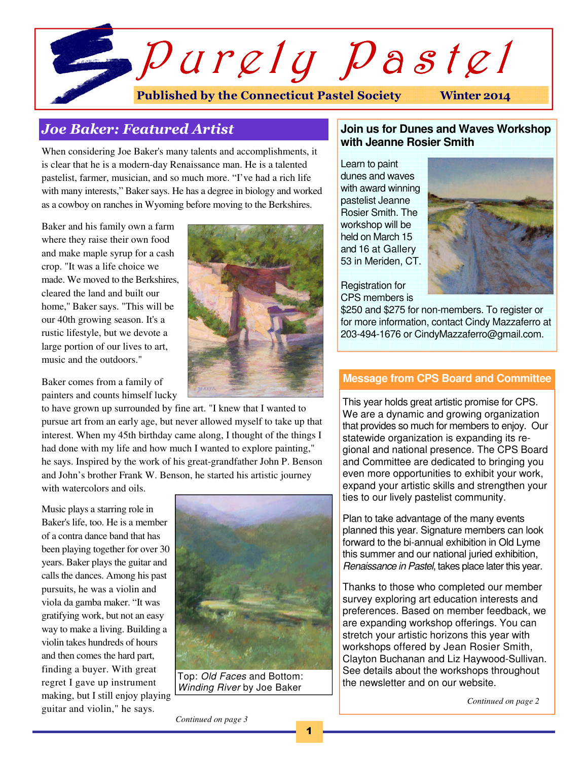# Purely Pastel

**Published by the Connecticut Pastel Society** **Winter 2014**

## *Joe Baker: Featured Artist*

When considering Joe Baker's many talents and accomplishments, it is clear that he is a modern-day Renaissance man. He is a talented pastelist, farmer, musician, and so much more. "I've had a rich life with many interests," Baker says. He has a degree in biology and worked as a cowboy on ranches in Wyoming before moving to the Berkshires.

Baker and his family own a farm where they raise their own food and make maple syrup for a cash crop. "It was a life choice we made. We moved to the Berkshires, cleared the land and built our home," Baker says. "This will be our 40th growing season. It's a rustic lifestyle, but we devote a large portion of our lives to art, music and the outdoors."

Baker comes from a family of painters and counts himself lucky to have grown up surrounded by fine art. "I knew that I wanted to pursue art from an early age, but never allowed myself to take up that interest. When my 45th birthday came along, I thought of the things I had done with my life and how much I wanted to explore painting," he says. Inspired by the work of his great-grandfather John P. Benson and John's brother Frank W. Benson, he started his artistic journey with watercolors and oils.

Music plays a starring role in Baker's life, too. He is a member of a contra dance band that has been playing together for over 30 years. Baker plays the guitar and calls the dances. Among his past pursuits, he was a violin and viola da gamba maker. "It was gratifying work, but not an easy way to make a living. Building a violin takes hundreds of hours and then comes the hard part, finding a buyer. With great regret I gave up instrument making, but I still enjoy playing guitar and violin," he says.

Top: *Old Faces* and Bottom: *Winding River* by Joe Baker

*Continued on page 3*

### Join us for Dunes and Waves Workshop with Jeanne Rosier Smith

Learn to paint dunes and waves with award winning pastelist Jeanne Rosier Smith. The workshop will be held on March 15 and 16 at Gallery 53 in Meriden, CT.

Registration for CPS members is $250 and $275 for non-members. To register or for more information, contact Cindy Mazzaferro at 203-494-1676 or CindyMazzaferro@gmail.com.

### Message from CPS Board and Committee

This year holds great artistic promise for CPS. We are a dynamic and growing organization that provides so much for members to enjoy. Our statewide organization is expanding its regional and national presence. The CPS Board and Committee are dedicated to bringing you even more opportunities to exhibit your work, expand your artistic skills and strengthen your ties to our lively pastelist community.

Plan to take advantage of the many events planned this year. Signature members can look forward to the bi-annual exhibition in Old Lyme this summer and our national juried exhibition, *Renaissance in Pastel*, takes place later this year.

Thanks to those who completed our member survey exploring art education interests and preferences. Based on member feedback, we are expanding workshop offerings. You can stretch your artistic horizons this year with workshops offered by Jean Rosier Smith, Clayton Buchanan and Liz Haywood-Sullivan. See details about the workshops throughout the newsletter and on our website.

*Continued on page 2*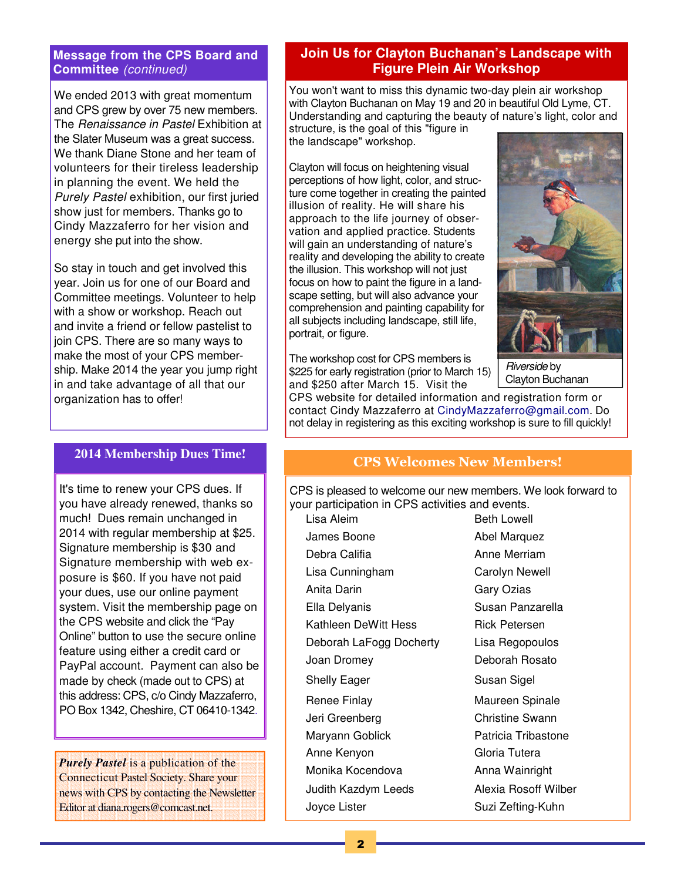## Message from the CPS Board and Committee *(continued)*

We ended 2013 with great momentum and CPS grew by over 75 new members. The *Renaissance in Pastel* Exhibition at the Slater Museum was a great success. We thank Diane Stone and her team of volunteers for their tireless leadership in planning the event. We held the *Purely Pastel* exhibition, our first juried show just for members. Thanks go to Cindy Mazzaferro for her vision and energy she put into the show.

So stay in touch and get involved this year. Join us for one of our Board and Committee meetings. Volunteer to help with a show or workshop. Reach out and invite a friend or fellow pastelist to join CPS. There are so many ways to make the most of your CPS membership. Make 2014 the year you jump right in and take advantage of all that our organization has to offer!

## 2014 Membership Dues Time!

It's time to renew your CPS dues. If you have already renewed, thanks so much! Dues remain unchanged in 2014 with regular membership at $25. Signature membership is $30 and Signature membership with web exposure is $60. If you have not paid your dues, use our online payment system. Visit the membership page on the CPS website and click the "Pay Online" button to use the secure online feature using either a credit card or PayPal account. Payment can also be made by check (made out to CPS) at this address: CPS, c/o Cindy Mazzaferro, PO Box 1342, Cheshire, CT 06410-1342.

***Purely Pastel*** is a publication of the Connecticut Pastel Society. Share your news with CPS by contacting the Newsletter Editor at diana.rogers@comcast.net.

## Join Us for Clayton Buchanan's Landscape with Figure Plein Air Workshop

You won't want to miss this dynamic two-day plein air workshop with Clayton Buchanan on May 19 and 20 in beautiful Old Lyme, CT. Understanding and capturing the beauty of nature's light, color and structure, is the goal of this "figure in the landscape" workshop.

Clayton will focus on heightening visual perceptions of how light, color, and structure come together in creating the painted illusion of reality. He will share his approach to the life journey of observation and applied practice. Students will gain an understanding of nature's reality and developing the ability to create the illusion. This workshop will not just focus on how to paint the figure in a landscape setting, but will also advance your comprehension and painting capability for all subjects including landscape, still life, portrait, or figure.

*Riverside* by Clayton Buchanan

The workshop cost for CPS members is $225 for early registration (prior to March 15) and $250 after March 15. Visit the CPS website for detailed information and registration form or contact Cindy Mazzaferro at CindyMazzaferro@gmail.com. Do not delay in registering as this exciting workshop is sure to fill quickly!

## CPS Welcomes New Members!

CPS is pleased to welcome our new members. We look forward to your participation in CPS activities and events.

- Lisa Aleim
- James Boone
- Debra Califia
- Lisa Cunningham
- Anita Darin
- Ella Delyanis
- Kathleen DeWitt Hess
- Deborah LaFogg Docherty
- Joan Dromey
- Shelly Eager
- Renee Finlay
- Jeri Greenberg
- Maryann Goblick
- Anne Kenyon
- Monika Kocendova
- Judith Kazdym Leeds
- Joyce Lister
- Beth Lowell
- Abel Marquez
- Anne Merriam
- Carolyn Newell
- Gary Ozias
- Susan Panzarella
- Rick Petersen
- Lisa Regopoulos
- Deborah Rosato
- Susan Sigel
- Maureen Spinale
- Christine Swann
- Patricia Tribastone
- Gloria Tutera
- Anna Wainright
- Alexia Rosoff Wilber
- Suzi Zefting-Kuhn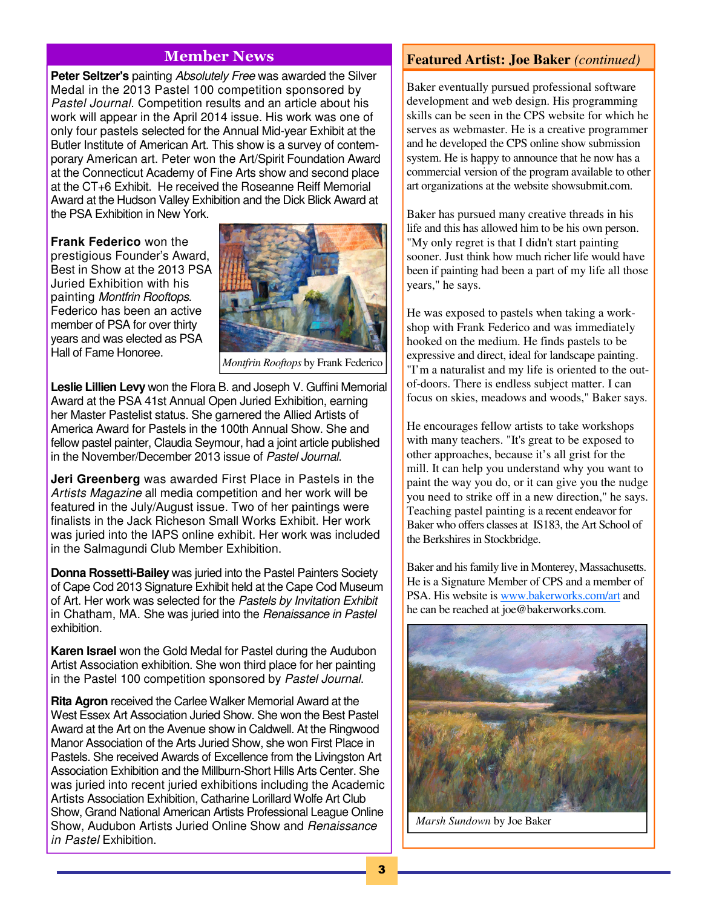## Member News

**Peter Seltzer's** painting *Absolutely Free* was awarded the Silver Medal in the 2013 Pastel 100 competition sponsored by *Pastel Journal*. Competition results and an article about his work will appear in the April 2014 issue. His work was one of only four pastels selected for the Annual Mid-year Exhibit at the Butler Institute of American Art. This show is a survey of contemporary American art. Peter won the Art/Spirit Foundation Award at the Connecticut Academy of Fine Arts show and second place at the CT+6 Exhibit. He received the Roseanne Reiff Memorial Award at the Hudson Valley Exhibition and the Dick Blick Award at the PSA Exhibition in New York.

**Frank Federico** won the prestigious Founder's Award, Best in Show at the 2013 PSA Juried Exhibition with his painting *Montfrin Rooftops*. Federico has been an active member of PSA for over thirty years and was elected as PSA Hall of Fame Honoree.

*Montfrin Rooftops* by Frank Federico

**Leslie Lillien Levy** won the Flora B. and Joseph V. Guffini Memorial Award at the PSA 41st Annual Open Juried Exhibition, earning her Master Pastelist status. She garnered the Allied Artists of America Award for Pastels in the 100th Annual Show. She and fellow pastel painter, Claudia Seymour, had a joint article published in the November/December 2013 issue of *Pastel Journal*.

**Jeri Greenberg** was awarded First Place in Pastels in the *Artists Magazine* all media competition and her work will be featured in the July/August issue. Two of her paintings were finalists in the Jack Richeson Small Works Exhibit. Her work was juried into the IAPS online exhibit. Her work was included in the Salmagundi Club Member Exhibition.

**Donna Rossetti-Bailey** was juried into the Pastel Painters Society of Cape Cod 2013 Signature Exhibit held at the Cape Cod Museum of Art. Her work was selected for the *Pastels by Invitation Exhibit* in Chatham, MA. She was juried into the *Renaissance in Pastel* exhibition.

**Karen Israel** won the Gold Medal for Pastel during the Audubon Artist Association exhibition. She won third place for her painting in the Pastel 100 competition sponsored by *Pastel Journal*.

**Rita Agron** received the Carlee Walker Memorial Award at the West Essex Art Association Juried Show. She won the Best Pastel Award at the Art on the Avenue show in Caldwell. At the Ringwood Manor Association of the Arts Juried Show, she won First Place in Pastels. She received Awards of Excellence from the Livingston Art Association Exhibition and the Millburn-Short Hills Arts Center. She was juried into recent juried exhibitions including the Academic Artists Association Exhibition, Catharine Lorillard Wolfe Art Club Show, Grand National American Artists Professional League Online Show, Audubon Artists Juried Online Show and *Renaissance in Pastel* Exhibition.

## Featured Artist: Joe Baker *(continued)*

Baker eventually pursued professional software development and web design. His programming skills can be seen in the CPS website for which he serves as webmaster. He is a creative programmer and he developed the CPS online show submission system. He is happy to announce that he now has a commercial version of the program available to other art organizations at the website showsubmit.com.

Baker has pursued many creative threads in his life and this has allowed him to be his own person. "My only regret is that I didn't start painting sooner. Just think how much richer life would have been if painting had been a part of my life all those years," he says.

He was exposed to pastels when taking a workshop with Frank Federico and was immediately hooked on the medium. He finds pastels to be expressive and direct, ideal for landscape painting. "I'm a naturalist and my life is oriented to the out-of-doors. There is endless subject matter. I can focus on skies, meadows and woods," Baker says.

He encourages fellow artists to take workshops with many teachers. "It's great to be exposed to other approaches, because it's all grist for the mill. It can help you understand why you want to paint the way you do, or it can give you the nudge you need to strike off in a new direction," he says. Teaching pastel painting is a recent endeavor for Baker who offers classes at IS183, the Art School of the Berkshires in Stockbridge.

Baker and his family live in Monterey, Massachusetts. He is a Signature Member of CPS and a member of PSA. His website is www.bakerworks.com/art and he can be reached at joe@bakerworks.com.

*Marsh Sundown* by Joe Baker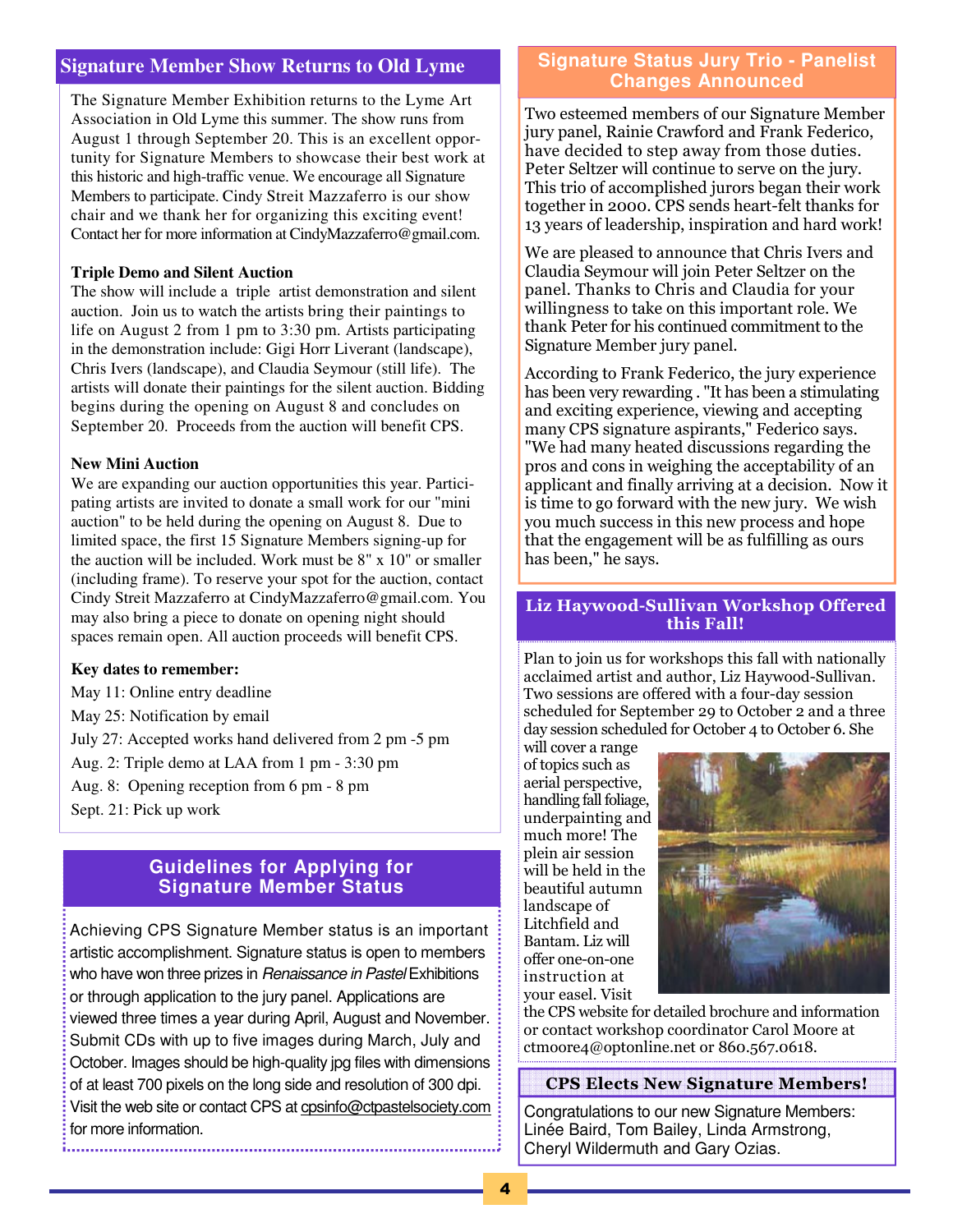## Signature Member Show Returns to Old Lyme

The Signature Member Exhibition returns to the Lyme Art Association in Old Lyme this summer. The show runs from August 1 through September 20. This is an excellent opportunity for Signature Members to showcase their best work at this historic and high-traffic venue. We encourage all Signature Members to participate. Cindy Streit Mazzaferro is our show chair and we thank her for organizing this exciting event! Contact her for more information at CindyMazzaferro@gmail.com.

**Triple Demo and Silent Auction**

The show will include a triple artist demonstration and silent auction. Join us to watch the artists bring their paintings to life on August 2 from 1 pm to 3:30 pm. Artists participating in the demonstration include: Gigi Horr Liverant (landscape), Chris Ivers (landscape), and Claudia Seymour (still life). The artists will donate their paintings for the silent auction. Bidding begins during the opening on August 8 and concludes on September 20. Proceeds from the auction will benefit CPS.

**New Mini Auction**

We are expanding our auction opportunities this year. Participating artists are invited to donate a small work for our "mini auction" to be held during the opening on August 8. Due to limited space, the first 15 Signature Members signing-up for the auction will be included. Work must be 8" x 10" or smaller (including frame). To reserve your spot for the auction, contact Cindy Streit Mazzaferro at CindyMazzaferro@gmail.com. You may also bring a piece to donate on opening night should spaces remain open. All auction proceeds will benefit CPS.

**Key dates to remember:**

May 11: Online entry deadline

May 25: Notification by email

July 27: Accepted works hand delivered from 2 pm -5 pm

Aug. 2: Triple demo at LAA from 1 pm - 3:30 pm

Aug. 8: Opening reception from 6 pm - 8 pm

Sept. 21: Pick up work

## Guidelines for Applying for Signature Member Status

Achieving CPS Signature Member status is an important artistic accomplishment. Signature status is open to members who have won three prizes in *Renaissance in Pastel* Exhibitions or through application to the jury panel. Applications are viewed three times a year during April, August and November. Submit CDs with up to five images during March, July and October. Images should be high-quality jpg files with dimensions of at least 700 pixels on the long side and resolution of 300 dpi. Visit the web site or contact CPS at cpsinfo@ctpastelsociety.com for more information.

## Signature Status Jury Trio - Panelist Changes Announced

Two esteemed members of our Signature Member jury panel, Rainie Crawford and Frank Federico, have decided to step away from those duties. Peter Seltzer will continue to serve on the jury. This trio of accomplished jurors began their work together in 2000. CPS sends heart-felt thanks for 13 years of leadership, inspiration and hard work!

We are pleased to announce that Chris Ivers and Claudia Seymour will join Peter Seltzer on the panel. Thanks to Chris and Claudia for your willingness to take on this important role. We thank Peter for his continued commitment to the Signature Member jury panel.

According to Frank Federico, the jury experience has been very rewarding . "It has been a stimulating and exciting experience, viewing and accepting many CPS signature aspirants," Federico says. "We had many heated discussions regarding the pros and cons in weighing the acceptability of an applicant and finally arriving at a decision. Now it is time to go forward with the new jury. We wish you much success in this new process and hope that the engagement will be as fulfilling as ours has been," he says.

## Liz Haywood-Sullivan Workshop Offered this Fall!

Plan to join us for workshops this fall with nationally acclaimed artist and author, Liz Haywood-Sullivan. Two sessions are offered with a four-day session scheduled for September 29 to October 2 and a three day session scheduled for October 4 to October 6. She will cover a range of topics such as aerial perspective, handling fall foliage, underpainting and much more! The plein air session will be held in the beautiful autumn landscape of Litchfield and Bantam. Liz will offer one-on-one instruction at your easel. Visit the CPS website for detailed brochure and information or contact workshop coordinator Carol Moore at ctmoore4@optonline.net or 860.567.0618.

## CPS Elects New Signature Members!

Congratulations to our new Signature Members: Linée Baird, Tom Bailey, Linda Armstrong, Cheryl Wildermuth and Gary Ozias.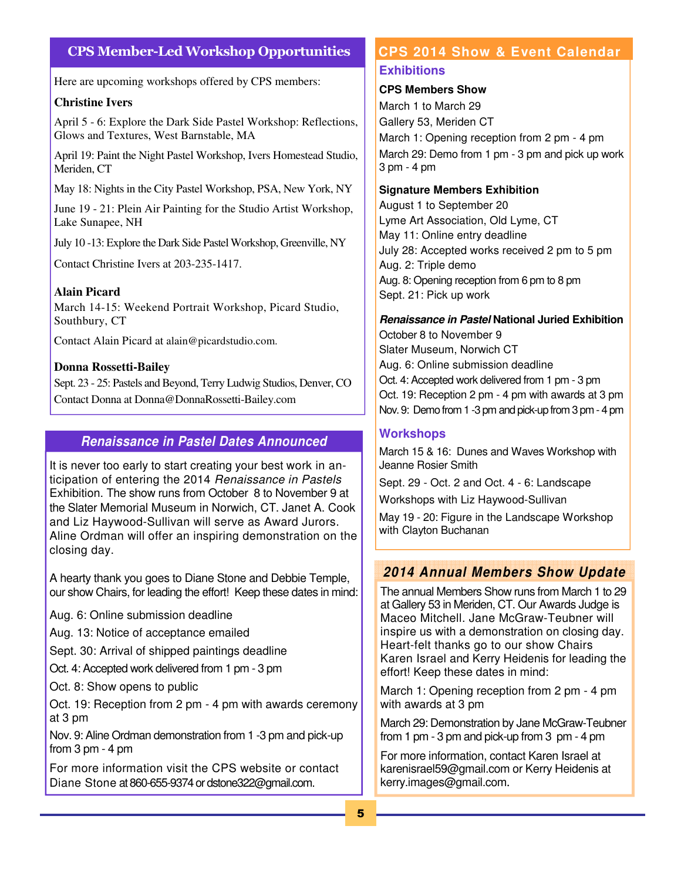## CPS Member-Led Workshop Opportunities

Here are upcoming workshops offered by CPS members:

**Christine Ivers**

April 5 - 6: Explore the Dark Side Pastel Workshop: Reflections, Glows and Textures, West Barnstable, MA

April 19: Paint the Night Pastel Workshop, Ivers Homestead Studio, Meriden, CT

May 18: Nights in the City Pastel Workshop, PSA, New York, NY

June 19 - 21: Plein Air Painting for the Studio Artist Workshop, Lake Sunapee, NH

July 10 -13: Explore the Dark Side Pastel Workshop, Greenville, NY

Contact Christine Ivers at 203-235-1417.

**Alain Picard**

March 14-15: Weekend Portrait Workshop, Picard Studio, Southbury, CT

Contact Alain Picard at alain@picardstudio.com.

**Donna Rossetti-Bailey**

Sept. 23 - 25: Pastels and Beyond, Terry Ludwig Studios, Denver, CO

Contact Donna at Donna@DonnaRossetti-Bailey.com

## *Renaissance in Pastel Dates Announced*

It is never too early to start creating your best work in anticipation of entering the 2014 *Renaissance in Pastels* Exhibition. The show runs from October 8 to November 9 at the Slater Memorial Museum in Norwich, CT. Janet A. Cook and Liz Haywood-Sullivan will serve as Award Jurors. Aline Ordman will offer an inspiring demonstration on the closing day.

A hearty thank you goes to Diane Stone and Debbie Temple, our show Chairs, for leading the effort! Keep these dates in mind:

Aug. 6: Online submission deadline

Aug. 13: Notice of acceptance emailed

Sept. 30: Arrival of shipped paintings deadline

Oct. 4: Accepted work delivered from 1 pm - 3 pm

Oct. 8: Show opens to public

Oct. 19: Reception from 2 pm - 4 pm with awards ceremony at 3 pm

Nov. 9: Aline Ordman demonstration from 1 -3 pm and pick-up from 3 pm - 4 pm

For more information visit the CPS website or contact Diane Stone at 860-655-9374 or dstone322@gmail.com.

## CPS 2014 Show & Event Calendar

### Exhibitions

**CPS Members Show**
March 1 to March 29
Gallery 53, Meriden CT
March 1: Opening reception from 2 pm - 4 pm
March 29: Demo from 1 pm - 3 pm and pick up work 3 pm - 4 pm

**Signature Members Exhibition**
August 1 to September 20
Lyme Art Association, Old Lyme, CT
May 11: Online entry deadline
July 28: Accepted works received 2 pm to 5 pm
Aug. 2: Triple demo
Aug. 8: Opening reception from 6 pm to 8 pm
Sept. 21: Pick up work

***Renaissance in Pastel* National Juried Exhibition**
October 8 to November 9
Slater Museum, Norwich CT
Aug. 6: Online submission deadline
Oct. 4: Accepted work delivered from 1 pm - 3 pm
Oct. 19: Reception 2 pm - 4 pm with awards at 3 pm
Nov. 9: Demo from 1 -3 pm and pick-up from 3 pm - 4 pm

### Workshops

March 15 & 16: Dunes and Waves Workshop with Jeanne Rosier Smith

Sept. 29 - Oct. 2 and Oct. 4 - 6: Landscape Workshops with Liz Haywood-Sullivan

May 19 - 20: Figure in the Landscape Workshop with Clayton Buchanan

## *2014 Annual Members Show Update*

The annual Members Show runs from March 1 to 29 at Gallery 53 in Meriden, CT. Our Awards Judge is Maceo Mitchell. Jane McGraw-Teubner will inspire us with a demonstration on closing day. Heart-felt thanks go to our show Chairs Karen Israel and Kerry Heidenis for leading the effort! Keep these dates in mind:

March 1: Opening reception from 2 pm - 4 pm with awards at 3 pm

March 29: Demonstration by Jane McGraw-Teubner from 1 pm - 3 pm and pick-up from 3 pm - 4 pm

For more information, contact Karen Israel at karenisrael59@gmail.com or Kerry Heidenis at kerry.images@gmail.com.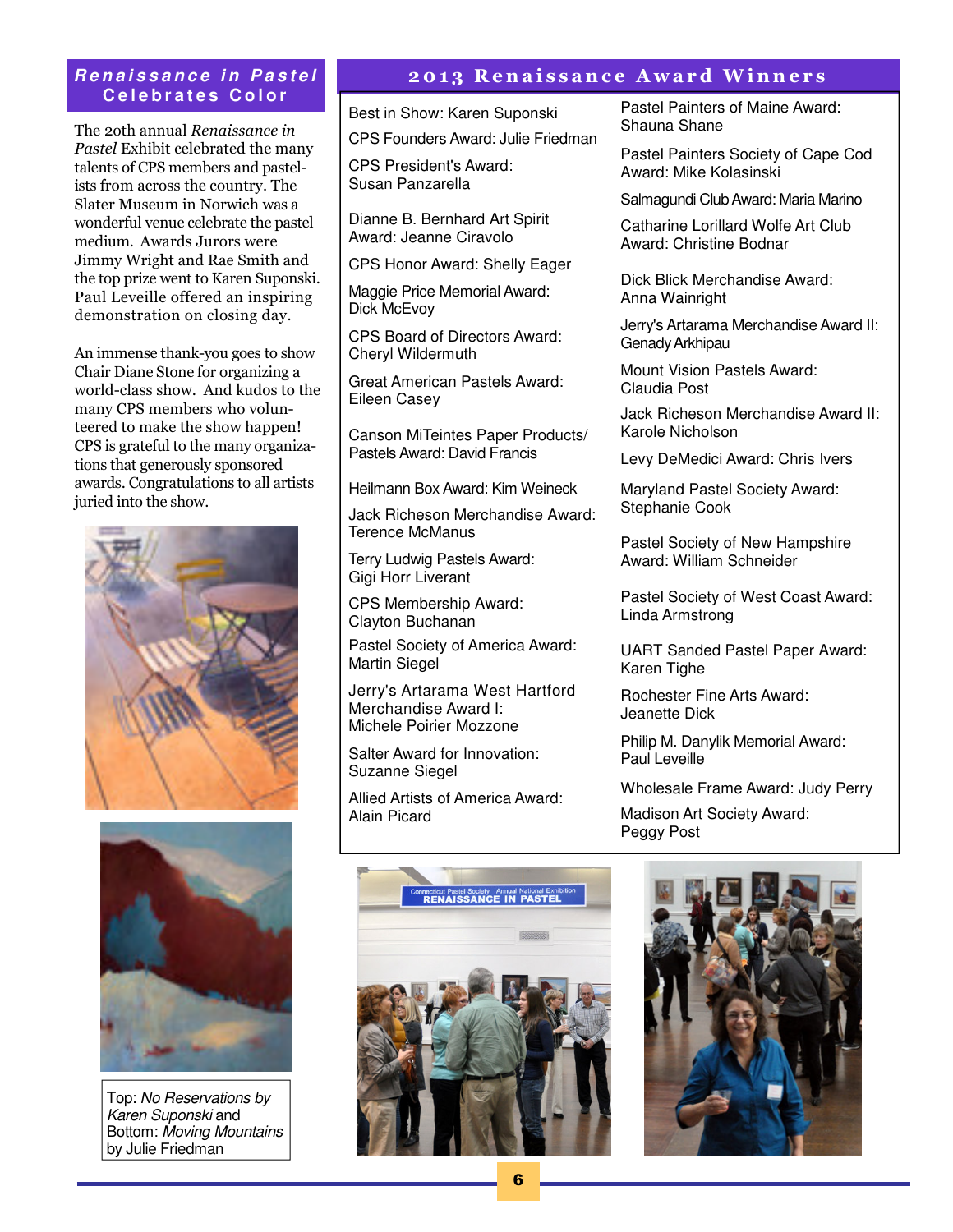## Renaissance in Pastel Celebrates Color

The 20th annual *Renaissance in Pastel* Exhibit celebrated the many talents of CPS members and pastelists from across the country. The Slater Museum in Norwich was a wonderful venue celebrate the pastel medium. Awards Jurors were Jimmy Wright and Rae Smith and the top prize went to Karen Suponski. Paul Leveille offered an inspiring demonstration on closing day.

An immense thank-you goes to show Chair Diane Stone for organizing a world-class show. And kudos to the many CPS members who volunteered to make the show happen! CPS is grateful to the many organizations that generously sponsored awards. Congratulations to all artists juried into the show.

Top: *No Reservations by Karen Suponski* and Bottom: *Moving Mountains* by Julie Friedman

## 2013 Renaissance Award Winners

Best in Show: Karen Suponski

CPS Founders Award: Julie Friedman

CPS President's Award: Susan Panzarella

Dianne B. Bernhard Art Spirit Award: Jeanne Ciravolo

CPS Honor Award: Shelly Eager

Maggie Price Memorial Award: Dick McEvoy

CPS Board of Directors Award: Cheryl Wildermuth

Great American Pastels Award: Eileen Casey

Canson MiTeintes Paper Products/ Pastels Award: David Francis

Heilmann Box Award: Kim Weineck

Jack Richeson Merchandise Award: Terence McManus

Terry Ludwig Pastels Award: Gigi Horr Liverant

CPS Membership Award: Clayton Buchanan

Pastel Society of America Award: Martin Siegel

Jerry's Artarama West Hartford Merchandise Award I: Michele Poirier Mozzone

Salter Award for Innovation: Suzanne Siegel

Allied Artists of America Award: Alain Picard

Pastel Painters of Maine Award: Shauna Shane

Pastel Painters Society of Cape Cod Award: Mike Kolasinski

Salmagundi Club Award: Maria Marino

Catharine Lorillard Wolfe Art Club Award: Christine Bodnar

Dick Blick Merchandise Award: Anna Wainright

Jerry's Artarama Merchandise Award II: Genady Arkhipau

Mount Vision Pastels Award: Claudia Post

Jack Richeson Merchandise Award II: Karole Nicholson

Levy DeMedici Award: Chris Ivers

Maryland Pastel Society Award: Stephanie Cook

Pastel Society of New Hampshire Award: William Schneider

Pastel Society of West Coast Award: Linda Armstrong

UART Sanded Pastel Paper Award: Karen Tighe

Rochester Fine Arts Award: Jeanette Dick

Philip M. Danylik Memorial Award: Paul Leveille

Wholesale Frame Award: Judy Perry

Madison Art Society Award: Peggy Post